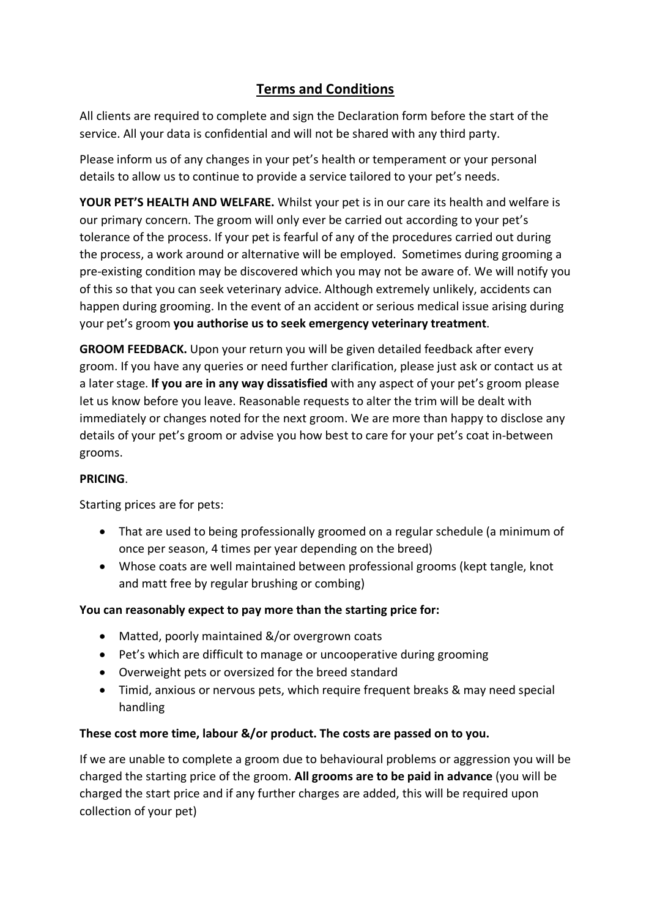# Terms and Conditions

All clients are required to complete and sign the Declaration form before the start of the service. All your data is confidential and will not be shared with any third party.

Please inform us of any changes in your pet's health or temperament or your personal details to allow us to continue to provide a service tailored to your pet's needs.

**YOUR PET'S HEALTH AND WELFARE.** Whilst your pet is in our care its health and welfare is our primary concern. The groom will only ever be carried out according to your pet's tolerance of the process. If your pet is fearful of any of the procedures carried out during the process, a work around or alternative will be employed. Sometimes during grooming a pre-existing condition may be discovered which you may not be aware of. We will notify you of this so that you can seek veterinary advice. Although extremely unlikely, accidents can happen during grooming. In the event of an accident or serious medical issue arising during your pet's groom **you authorise us to seek emergency veterinary treatment**.

**GROOM FEEDBACK.** Upon your return you will be given detailed feedback after every groom. If you have any queries or need further clarification, please just ask or contact us at a later stage. **If you are in any way dissatisfied** with any aspect of your pet's groom please let us know before you leave. Reasonable requests to alter the trim will be dealt with immediately or changes noted for the next groom. We are more than happy to disclose any details of your pet's groom or advise you how best to care for your pet's coat in-between grooms.

**PRICING**.

Starting prices are for pets:

- That are used to being professionally groomed on a regular schedule (a minimum of once per season, 4 times per year depending on the breed)
- Whose coats are well maintained between professional grooms (kept tangle, knot and matt free by regular brushing or combing)

**You can reasonably expect to pay more than the starting price for:**

- Matted, poorly maintained &/or overgrown coats
- Pet's which are difficult to manage or uncooperative during grooming
- Overweight pets or oversized for the breed standard
- Timid, anxious or nervous pets, which require frequent breaks & may need special handling

**These cost more time, labour &/or product. The costs are passed on to you.**

If we are unable to complete a groom due to behavioural problems or aggression you will be charged the starting price of the groom. **All grooms are to be paid in advance** (you will be charged the start price and if any further charges are added, this will be required upon collection of your pet)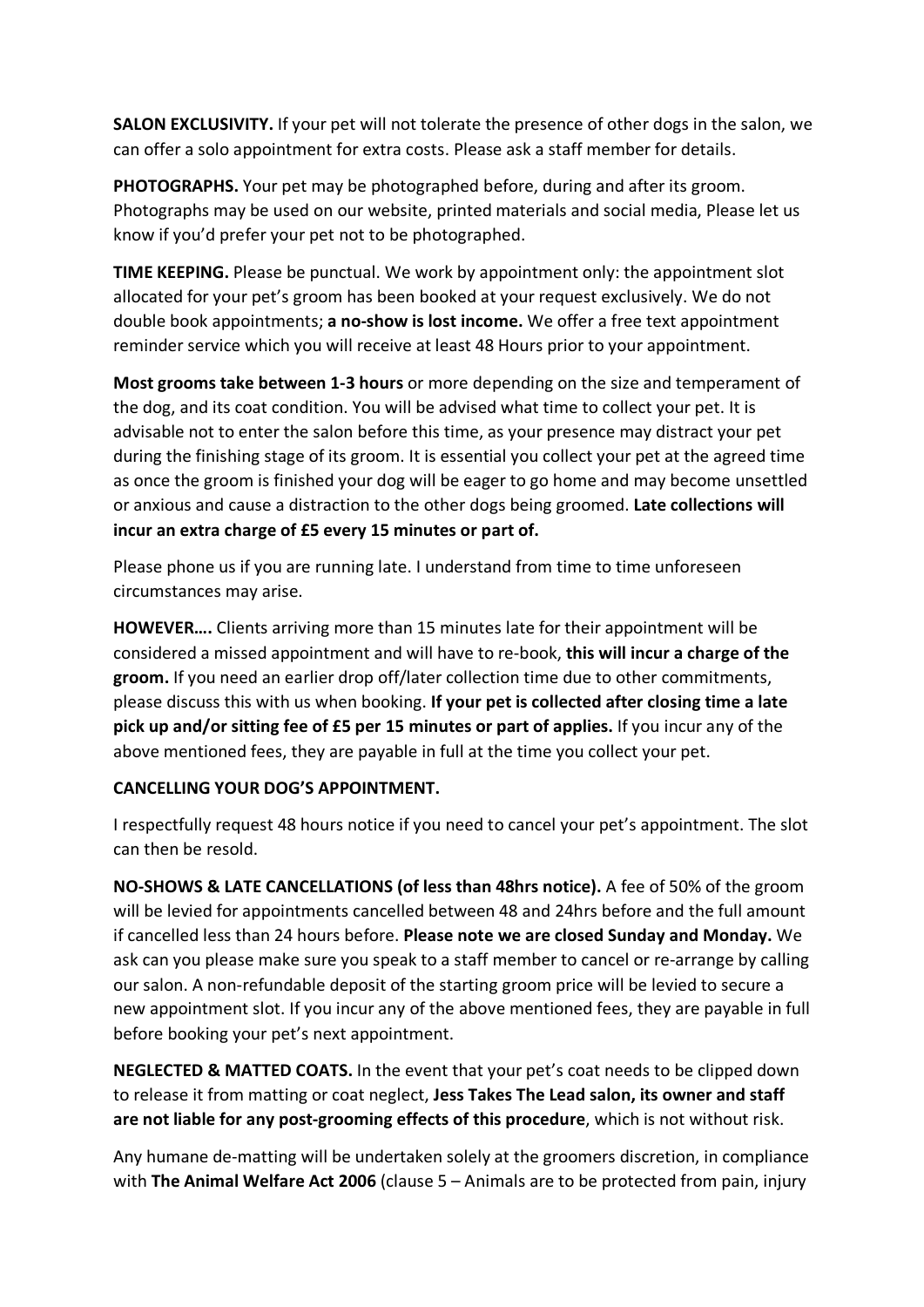**SALON EXCLUSIVITY.** If your pet will not tolerate the presence of other dogs in the salon, we can offer a solo appointment for extra costs. Please ask a staff member for details.

**PHOTOGRAPHS.** Your pet may be photographed before, during and after its groom. Photographs may be used on our website, printed materials and social media, Please let us know if you'd prefer your pet not to be photographed.

**TIME KEEPING.** Please be punctual. We work by appointment only: the appointment slot allocated for your pet's groom has been booked at your request exclusively. We do not double book appointments; **a no-show is lost income.** We offer a free text appointment reminder service which you will receive at least 48 Hours prior to your appointment.

**Most grooms take between 1-3 hours** or more depending on the size and temperament of the dog, and its coat condition. You will be advised what time to collect your pet. It is advisable not to enter the salon before this time, as your presence may distract your pet during the finishing stage of its groom. It is essential you collect your pet at the agreed time as once the groom is finished your dog will be eager to go home and may become unsettled or anxious and cause a distraction to the other dogs being groomed. **Late collections will incur an extra charge of £5 every 15 minutes or part of.**

Please phone us if you are running late. I understand from time to time unforeseen circumstances may arise.

**HOWEVER….** Clients arriving more than 15 minutes late for their appointment will be considered a missed appointment and will have to re-book, **this will incur a charge of the groom.** If you need an earlier drop off/later collection time due to other commitments, please discuss this with us when booking. **If your pet is collected after closing time a late pick up and/or sitting fee of £5 per 15 minutes or part of applies.** If you incur any of the above mentioned fees, they are payable in full at the time you collect your pet.

**CANCELLING YOUR DOG'S APPOINTMENT.**

I respectfully request 48 hours notice if you need to cancel your pet's appointment. The slot can then be resold.

**NO-SHOWS & LATE CANCELLATIONS (of less than 48hrs notice).** A fee of 50% of the groom will be levied for appointments cancelled between 48 and 24hrs before and the full amount if cancelled less than 24 hours before. **Please note we are closed Sunday and Monday.** We ask can you please make sure you speak to a staff member to cancel or re-arrange by calling our salon. A non-refundable deposit of the starting groom price will be levied to secure a new appointment slot. If you incur any of the above mentioned fees, they are payable in full before booking your pet's next appointment.

**NEGLECTED & MATTED COATS.** In the event that your pet's coat needs to be clipped down to release it from matting or coat neglect, **Jess Takes The Lead salon, its owner and staff are not liable for any post-grooming effects of this procedure**, which is not without risk.

Any humane de-matting will be undertaken solely at the groomers discretion, in compliance with **The Animal Welfare Act 2006** (clause 5 – Animals are to be protected from pain, injury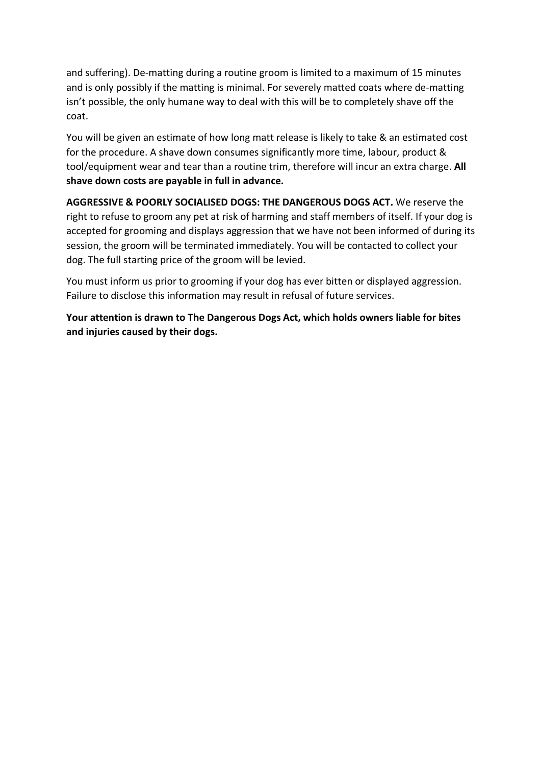and suffering). De-matting during a routine groom is limited to a maximum of 15 minutes and is only possibly if the matting is minimal. For severely matted coats where de-matting isn't possible, the only humane way to deal with this will be to completely shave off the coat.

You will be given an estimate of how long matt release is likely to take & an estimated cost for the procedure. A shave down consumes significantly more time, labour, product & tool/equipment wear and tear than a routine trim, therefore will incur an extra charge. **All shave down costs are payable in full in advance.**

**AGGRESSIVE & POORLY SOCIALISED DOGS: THE DANGEROUS DOGS ACT.** We reserve the right to refuse to groom any pet at risk of harming and staff members of itself. If your dog is accepted for grooming and displays aggression that we have not been informed of during its session, the groom will be terminated immediately. You will be contacted to collect your dog. The full starting price of the groom will be levied.

You must inform us prior to grooming if your dog has ever bitten or displayed aggression. Failure to disclose this information may result in refusal of future services.

**Your attention is drawn to The Dangerous Dogs Act, which holds owners liable for bites and injuries caused by their dogs.**